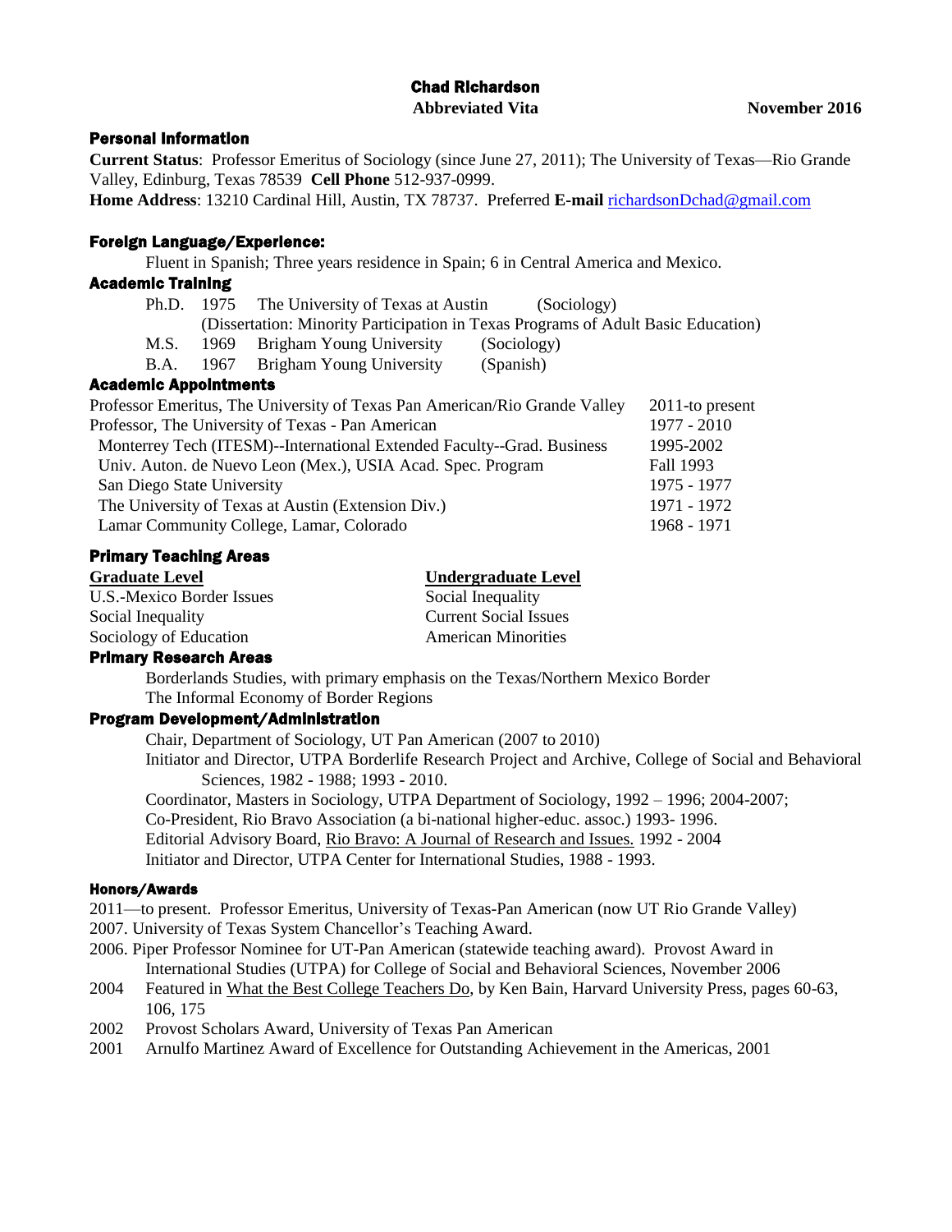# Chad Richardson

**Abbreviated Vita** **November 2016**

## Personal Information

**Current Status**: Professor Emeritus of Sociology (since June 27, 2011); The University of Texas—Rio Grande Valley, Edinburg, Texas 78539 **Cell Phone** 512-937-0999.

**Home Address**: 13210 Cardinal Hill, Austin, TX 78737. Preferred **E-mail** richardsonDchad@gmail.com

## Foreign Language/Experience:

Fluent in Spanish; Three years residence in Spain; 6 in Central America and Mexico.

## Academic Training

| | | | |
|---|---|---|---|
| Ph.D. | 1975 | The University of Texas at Austin | (Sociology) |
| | | (Dissertation: Minority Participation in Texas Programs of Adult Basic Education) | |
| M.S. | 1969 | Brigham Young University | (Sociology) |
| B.A. | 1967 | Brigham Young University | (Spanish) |

## Academic Appointments

| | |
|---|---|
| Professor Emeritus, The University of Texas Pan American/Rio Grande Valley | 2011-to present |
| Professor, The University of Texas - Pan American | 1977 - 2010 |
| Monterrey Tech (ITESM)--International Extended Faculty--Grad. Business | 1995-2002 |
| Univ. Auton. de Nuevo Leon (Mex.), USIA Acad. Spec. Program | Fall 1993 |
| San Diego State University | 1975 - 1977 |
| The University of Texas at Austin (Extension Div.) | 1971 - 1972 |
| Lamar Community College, Lamar, Colorado | 1968 - 1971 |

## Primary Teaching Areas

| Graduate Level | Undergraduate Level |
|---|---|
| U.S.-Mexico Border Issues | Social Inequality |
| Social Inequality | Current Social Issues |
| Sociology of Education | American Minorities |

## Primary Research Areas

Borderlands Studies, with primary emphasis on the Texas/Northern Mexico Border
The Informal Economy of Border Regions

## Program Development/Administration

Chair, Department of Sociology, UT Pan American (2007 to 2010)

Initiator and Director, UTPA Borderlife Research Project and Archive, College of Social and Behavioral Sciences, 1982 - 1988; 1993 - 2010.

Coordinator, Masters in Sociology, UTPA Department of Sociology, 1992 – 1996; 2004-2007;

Co-President, Rio Bravo Association (a bi-national higher-educ. assoc.) 1993- 1996.

Editorial Advisory Board, Rio Bravo: A Journal of Research and Issues. 1992 - 2004

Initiator and Director, UTPA Center for International Studies, 1988 - 1993.

### Honors/Awards

2011—to present. Professor Emeritus, University of Texas-Pan American (now UT Rio Grande Valley)

2007. University of Texas System Chancellor's Teaching Award.

2006. Piper Professor Nominee for UT-Pan American (statewide teaching award). Provost Award in International Studies (UTPA) for College of Social and Behavioral Sciences, November 2006

2004 Featured in What the Best College Teachers Do, by Ken Bain, Harvard University Press, pages 60-63, 106, 175

2002 Provost Scholars Award, University of Texas Pan American

2001 Arnulfo Martinez Award of Excellence for Outstanding Achievement in the Americas, 2001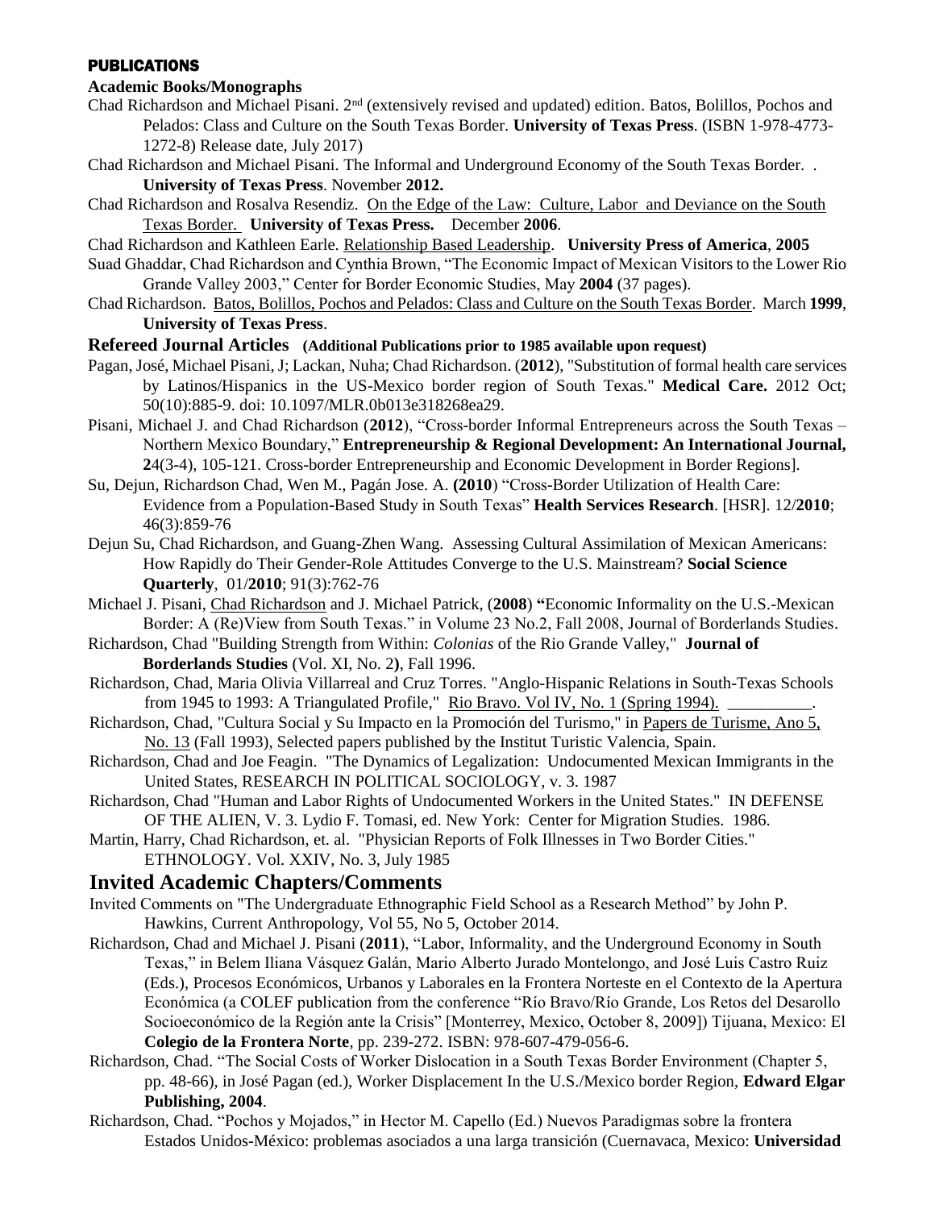## PUBLICATIONS

### Academic Books/Monographs

Chad Richardson and Michael Pisani. 2nd (extensively revised and updated) edition. Batos, Bolillos, Pochos and Pelados: Class and Culture on the South Texas Border. **University of Texas Press**. (ISBN 1-978-4773-1272-8) Release date, July 2017)

Chad Richardson and Michael Pisani. The Informal and Underground Economy of the South Texas Border. . **University of Texas Press**. November **2012.**

Chad Richardson and Rosalva Resendiz. On the Edge of the Law: Culture, Labor and Deviance on the South Texas Border. **University of Texas Press.** December **2006**.

Chad Richardson and Kathleen Earle. Relationship Based Leadership. **University Press of America**, **2005**

Suad Ghaddar, Chad Richardson and Cynthia Brown, "The Economic Impact of Mexican Visitors to the Lower Rio Grande Valley 2003," Center for Border Economic Studies, May **2004** (37 pages).

Chad Richardson. Batos, Bolillos, Pochos and Pelados: Class and Culture on the South Texas Border. March **1999**, **University of Texas Press**.

### Refereed Journal Articles (Additional Publications prior to 1985 available upon request)

Pagan, José, Michael Pisani, J; Lackan, Nuha; Chad Richardson. (**2012**), "Substitution of formal health care services by Latinos/Hispanics in the US-Mexico border region of South Texas." **Medical Care.** 2012 Oct; 50(10):885-9. doi: 10.1097/MLR.0b013e318268ea29.

Pisani, Michael J. and Chad Richardson (**2012**), "Cross-border Informal Entrepreneurs across the South Texas – Northern Mexico Boundary," **Entrepreneurship & Regional Development: An International Journal, 2**4(3-4), 105-121. Cross-border Entrepreneurship and Economic Development in Border Regions].

Su, Dejun, Richardson Chad, Wen M., Pagán Jose. A. **(2010**) "Cross-Border Utilization of Health Care: Evidence from a Population-Based Study in South Texas" **Health Services Research**. [HSR]. 12/**2010**; 46(3):859-76

Dejun Su, Chad Richardson, and Guang-Zhen Wang. Assessing Cultural Assimilation of Mexican Americans: How Rapidly do Their Gender-Role Attitudes Converge to the U.S. Mainstream? **Social Science Quarterly**, 01/**2010**; 91(3):762-76

Michael J. Pisani, Chad Richardson and J. Michael Patrick, (**2008**) **"**Economic Informality on the U.S.-Mexican Border: A (Re)View from South Texas." in Volume 23 No.2, Fall 2008, Journal of Borderlands Studies.

Richardson, Chad "Building Strength from Within: *Colonias* of the Rio Grande Valley," **Journal of Borderlands Studies** (Vol. XI, No. 2**)**, Fall 1996.

Richardson, Chad, Maria Olivia Villarreal and Cruz Torres. "Anglo-Hispanic Relations in South-Texas Schools from 1945 to 1993: A Triangulated Profile," Rio Bravo. Vol IV, No. 1 (Spring 1994). __________.

Richardson, Chad, "Cultura Social y Su Impacto en la Promoción del Turismo," in Papers de Turisme, Ano 5, No. 13 (Fall 1993), Selected papers published by the Institut Turistic Valencia, Spain.

Richardson, Chad and Joe Feagin. "The Dynamics of Legalization: Undocumented Mexican Immigrants in the United States, RESEARCH IN POLITICAL SOCIOLOGY, v. 3. 1987

Richardson, Chad "Human and Labor Rights of Undocumented Workers in the United States." IN DEFENSE OF THE ALIEN, V. 3. Lydio F. Tomasi, ed. New York: Center for Migration Studies. 1986.

Martin, Harry, Chad Richardson, et. al. "Physician Reports of Folk Illnesses in Two Border Cities." ETHNOLOGY. Vol. XXIV, No. 3, July 1985

## Invited Academic Chapters/Comments

Invited Comments on "The Undergraduate Ethnographic Field School as a Research Method" by John P. Hawkins, Current Anthropology, Vol 55, No 5, October 2014.

Richardson, Chad and Michael J. Pisani (**2011**), "Labor, Informality, and the Underground Economy in South Texas," in Belem Iliana Vásquez Galán, Mario Alberto Jurado Montelongo, and José Luis Castro Ruiz (Eds.), Procesos Económicos, Urbanos y Laborales en la Frontera Norteste en el Contexto de la Apertura Económica (a COLEF publication from the conference "Río Bravo/Río Grande, Los Retos del Desarollo Socioeconómico de la Región ante la Crisis" [Monterrey, Mexico, October 8, 2009]) Tijuana, Mexico: El **Colegio de la Frontera Norte**, pp. 239-272. ISBN: 978-607-479-056-6.

Richardson, Chad. "The Social Costs of Worker Dislocation in a South Texas Border Environment (Chapter 5, pp. 48-66), in José Pagan (ed.), Worker Displacement In the U.S./Mexico border Region, **Edward Elgar Publishing, 2004**.

Richardson, Chad. "Pochos y Mojados," in Hector M. Capello (Ed.) Nuevos Paradigmas sobre la frontera Estados Unidos-México: problemas asociados a una larga transición (Cuernavaca, Mexico: **Universidad**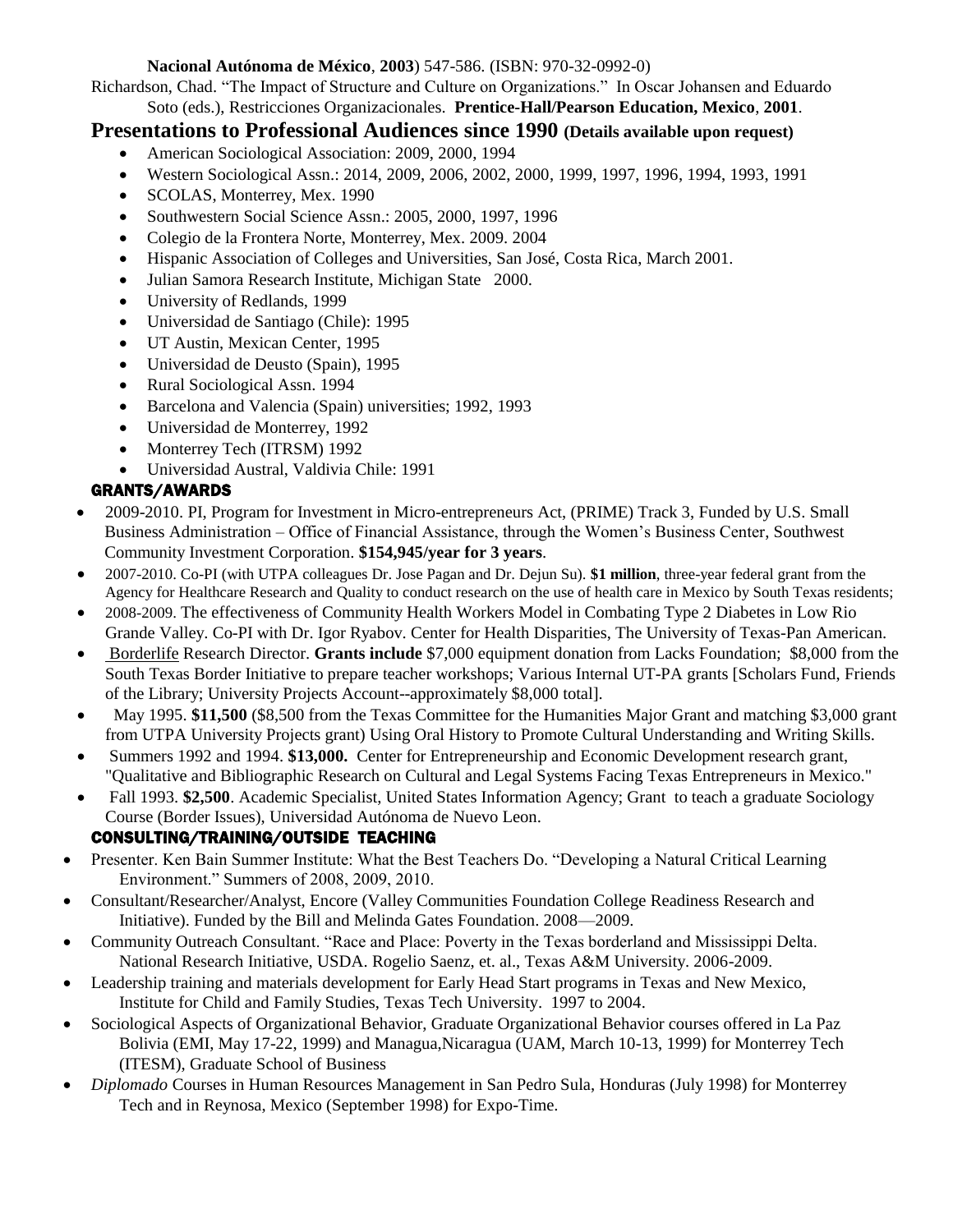**Nacional Autónoma de México**, **2003**) 547-586. (ISBN: 970-32-0992-0)

Richardson, Chad. "The Impact of Structure and Culture on Organizations." In Oscar Johansen and Eduardo Soto (eds.), Restricciones Organizacionales. **Prentice-Hall/Pearson Education, Mexico**, **2001**.

## Presentations to Professional Audiences since 1990 (Details available upon request)

- American Sociological Association: 2009, 2000, 1994
- Western Sociological Assn.: 2014, 2009, 2006, 2002, 2000, 1999, 1997, 1996, 1994, 1993, 1991
- SCOLAS, Monterrey, Mex. 1990
- Southwestern Social Science Assn.: 2005, 2000, 1997, 1996
- Colegio de la Frontera Norte, Monterrey, Mex. 2009. 2004
- Hispanic Association of Colleges and Universities, San José, Costa Rica, March 2001.
- Julian Samora Research Institute, Michigan State 2000.
- University of Redlands, 1999
- Universidad de Santiago (Chile): 1995
- UT Austin, Mexican Center, 1995
- Universidad de Deusto (Spain), 1995
- Rural Sociological Assn. 1994
- Barcelona and Valencia (Spain) universities; 1992, 1993
- Universidad de Monterrey, 1992
- Monterrey Tech (ITRSM) 1992
- Universidad Austral, Valdivia Chile: 1991

## GRANTS/AWARDS

- 2009-2010. PI, Program for Investment in Micro-entrepreneurs Act, (PRIME) Track 3, Funded by U.S. Small Business Administration – Office of Financial Assistance, through the Women's Business Center, Southwest Community Investment Corporation. **$154,945/year for 3 years**.
- 2007-2010. Co-PI (with UTPA colleagues Dr. Jose Pagan and Dr. Dejun Su). **$1 million**, three-year federal grant from the Agency for Healthcare Research and Quality to conduct research on the use of health care in Mexico by South Texas residents;
- 2008-2009. The effectiveness of Community Health Workers Model in Combating Type 2 Diabetes in Low Rio Grande Valley. Co-PI with Dr. Igor Ryabov. Center for Health Disparities, The University of Texas-Pan American.
- Borderlife Research Director. **Grants include** $7,000 equipment donation from Lacks Foundation; $8,000 from the South Texas Border Initiative to prepare teacher workshops; Various Internal UT-PA grants [Scholars Fund, Friends of the Library; University Projects Account--approximately $8,000 total].
- May 1995. **$11,500** ($8,500 from the Texas Committee for the Humanities Major Grant and matching $3,000 grant from UTPA University Projects grant) Using Oral History to Promote Cultural Understanding and Writing Skills.
- Summers 1992 and 1994. **$13,000.** Center for Entrepreneurship and Economic Development research grant, "Qualitative and Bibliographic Research on Cultural and Legal Systems Facing Texas Entrepreneurs in Mexico."
- Fall 1993. **$2,500**. Academic Specialist, United States Information Agency; Grant to teach a graduate Sociology Course (Border Issues), Universidad Autónoma de Nuevo Leon.

## CONSULTING/TRAINING/OUTSIDE TEACHING

- Presenter. Ken Bain Summer Institute: What the Best Teachers Do. "Developing a Natural Critical Learning Environment." Summers of 2008, 2009, 2010.
- Consultant/Researcher/Analyst, Encore (Valley Communities Foundation College Readiness Research and Initiative). Funded by the Bill and Melinda Gates Foundation. 2008—2009.
- Community Outreach Consultant. "Race and Place: Poverty in the Texas borderland and Mississippi Delta. National Research Initiative, USDA. Rogelio Saenz, et. al., Texas A&M University. 2006-2009.
- Leadership training and materials development for Early Head Start programs in Texas and New Mexico, Institute for Child and Family Studies, Texas Tech University. 1997 to 2004.
- Sociological Aspects of Organizational Behavior, Graduate Organizational Behavior courses offered in La Paz Bolivia (EMI, May 17-22, 1999) and Managua,Nicaragua (UAM, March 10-13, 1999) for Monterrey Tech (ITESM), Graduate School of Business
- *Diplomado* Courses in Human Resources Management in San Pedro Sula, Honduras (July 1998) for Monterrey Tech and in Reynosa, Mexico (September 1998) for Expo-Time.